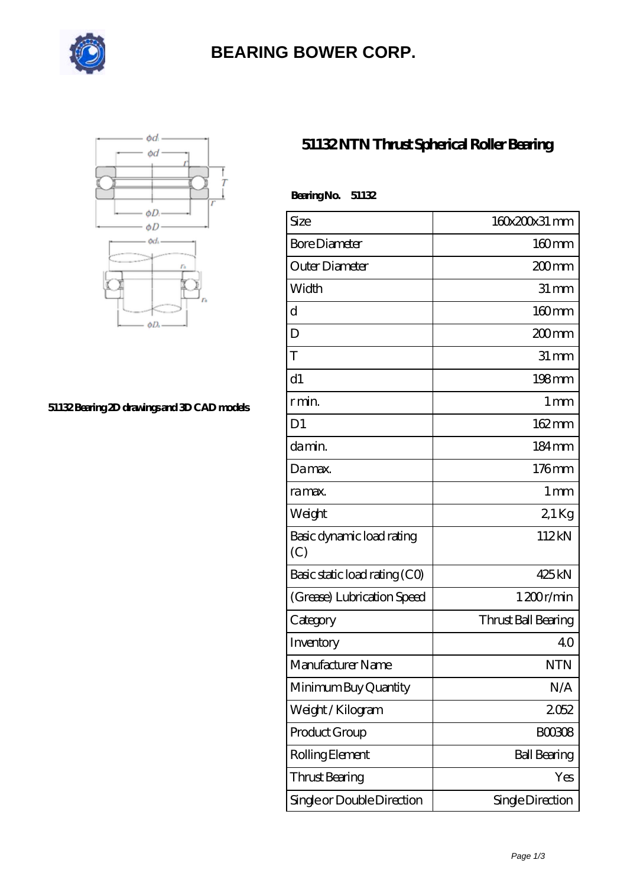# BEARING BOWER CORP.

51132 Bearing 2D drawings and 3D CAD models

## 51132 NTN Thrust Spherical Roller Bearing

**Bearing No. 51132**

| Size | 160x200x31 mm |
|---|---|
| Bore Diameter | 160 mm |
| Outer Diameter | 200 mm |
| Width | 31 mm |
| d | 160 mm |
| D | 200 mm |
| T | 31 mm |
| d1 | 198 mm |
| r min. | 1 mm |
| D1 | 162 mm |
| da min. | 184 mm |
| Da max. | 176 mm |
| ra max. | 1 mm |
| Weight | 2,1 Kg |
| Basic dynamic load rating (C) | 112 kN |
| Basic static load rating (C0) | 425 kN |
| (Grease) Lubrication Speed | 1 200 r/min |
| Category | Thrust Ball Bearing |
| Inventory | 4.0 |
| Manufacturer Name | NTN |
| Minimum Buy Quantity | N/A |
| Weight / Kilogram | 2.052 |
| Product Group | B00308 |
| Rolling Element | Ball Bearing |
| Thrust Bearing | Yes |
| Single or Double Direction | Single Direction |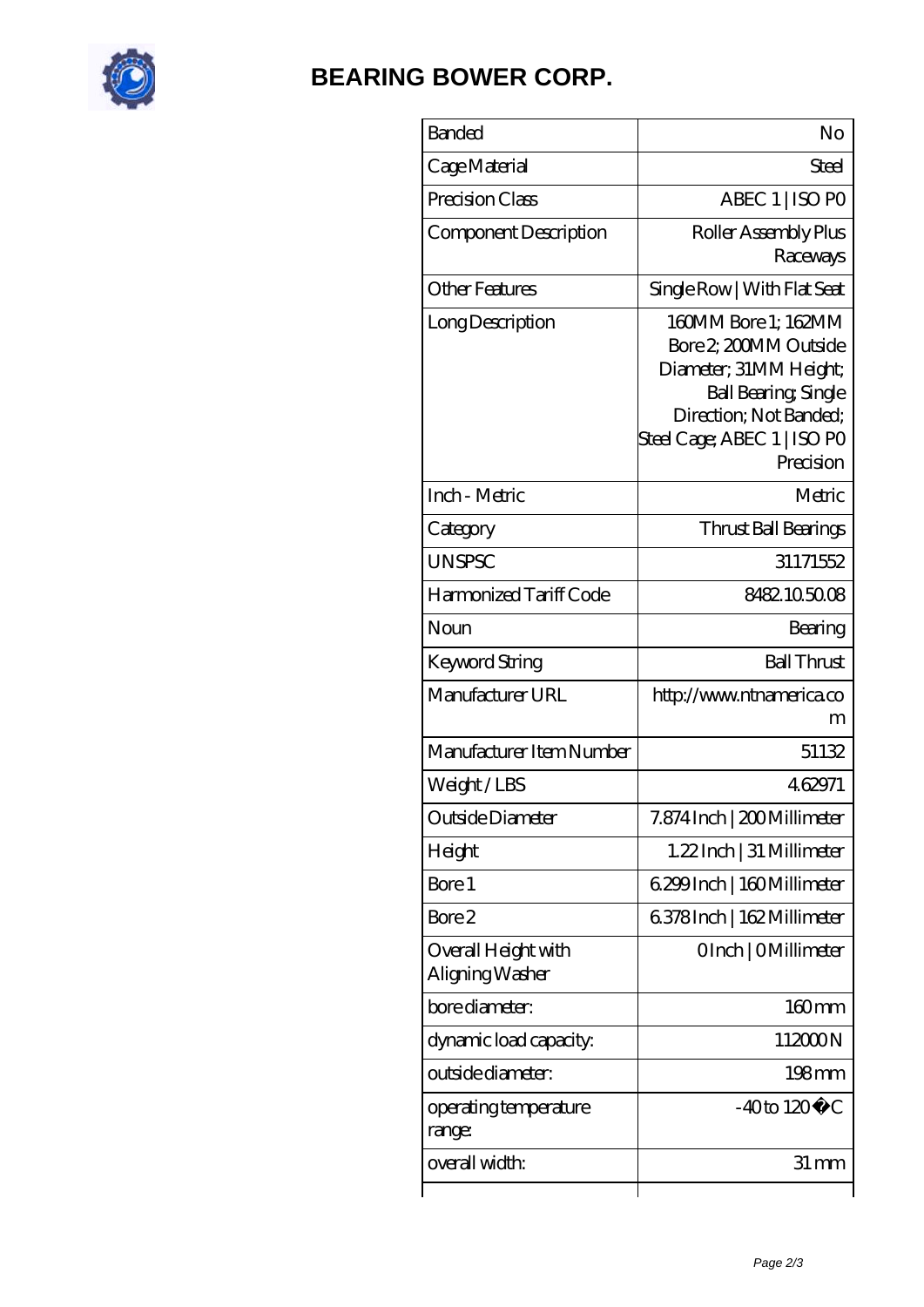# BEARING BOWER CORP.

| | |
|---|---|
| Banded | No |
| Cage Material | Steel |
| Precision Class | ABEC 1 \| ISO P0 |
| Component Description | Roller Assembly Plus Raceways |
| Other Features | Single Row \| With Flat Seat |
| Long Description | 160MM Bore 1; 162MM Bore 2; 200MM Outside Diameter; 31MM Height; Ball Bearing; Single Direction; Not Banded; Steel Cage; ABEC 1 \| ISO P0 Precision |
| Inch - Metric | Metric |
| Category | Thrust Ball Bearings |
| UNSPSC | 31171552 |
| Harmonized Tariff Code | 8482.10.50.08 |
| Noun | Bearing |
| Keyword String | Ball Thrust |
| Manufacturer URL | http://www.ntnamerica.com |
| Manufacturer Item Number | 51132 |
| Weight / LBS | 4.62971 |
| Outside Diameter | 7.874 Inch \| 200 Millimeter |
| Height | 1.22 Inch \| 31 Millimeter |
| Bore 1 | 6.299 Inch \| 160 Millimeter |
| Bore 2 | 6.378 Inch \| 162 Millimeter |
| Overall Height with Aligning Washer | 0 Inch \| 0 Millimeter |
| bore diameter: | 160 mm |
| dynamic load capacity: | 112000 N |
| outside diameter: | 198 mm |
| operating temperature range: | -40 to 120 �C |
| overall width: | 31 mm |
| | |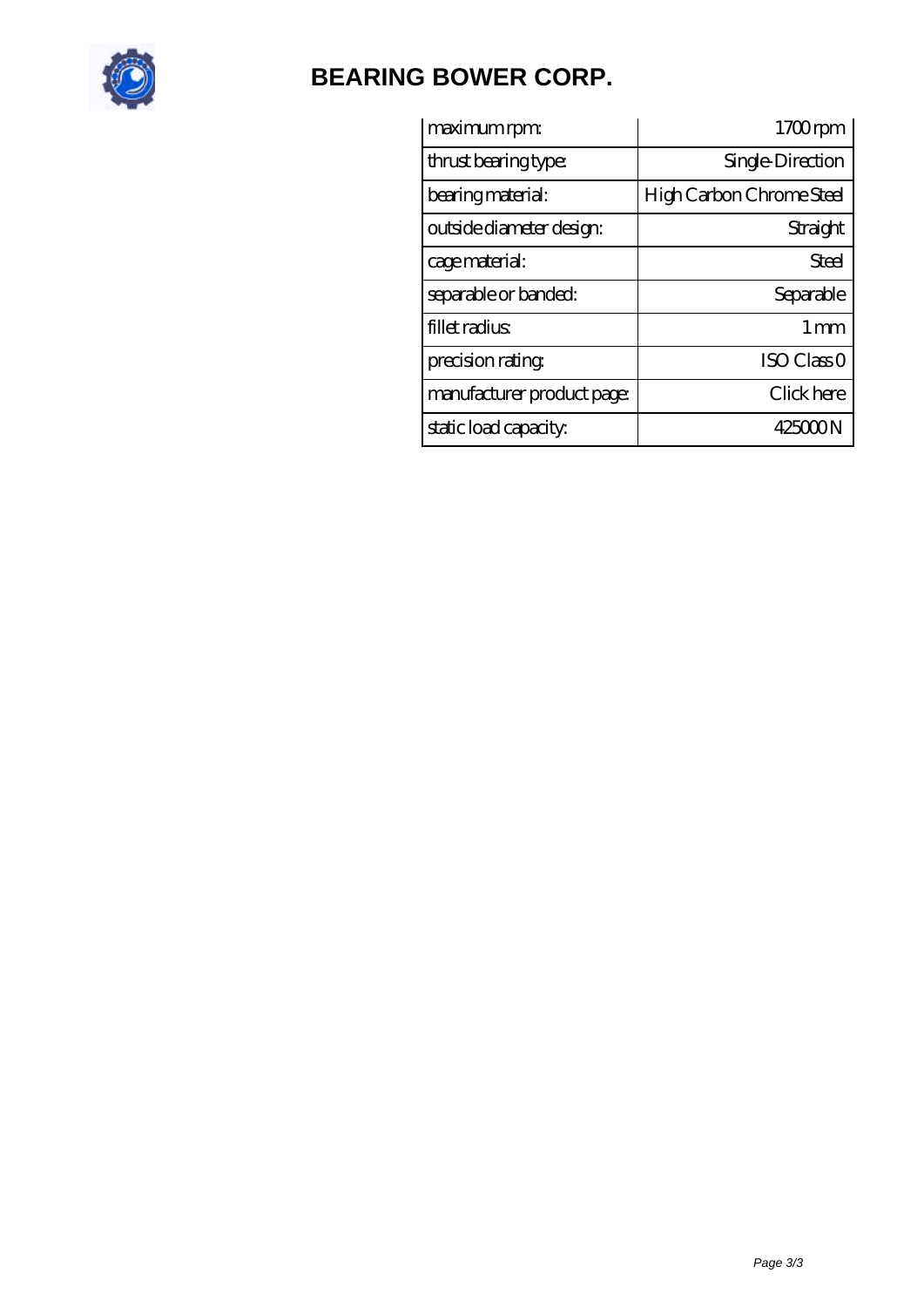| | |
|---|---|
| maximum rpm: | 1700 rpm |
| thrust bearing type: | Single-Direction |
| bearing material: | High Carbon Chrome Steel |
| outside diameter design: | Straight |
| cage material: | Steel |
| separable or banded: | Separable |
| fillet radius: | 1 mm |
| precision rating: | ISO Class 0 |
| manufacturer product page: | Click here |
| static load capacity: | 425000 N |